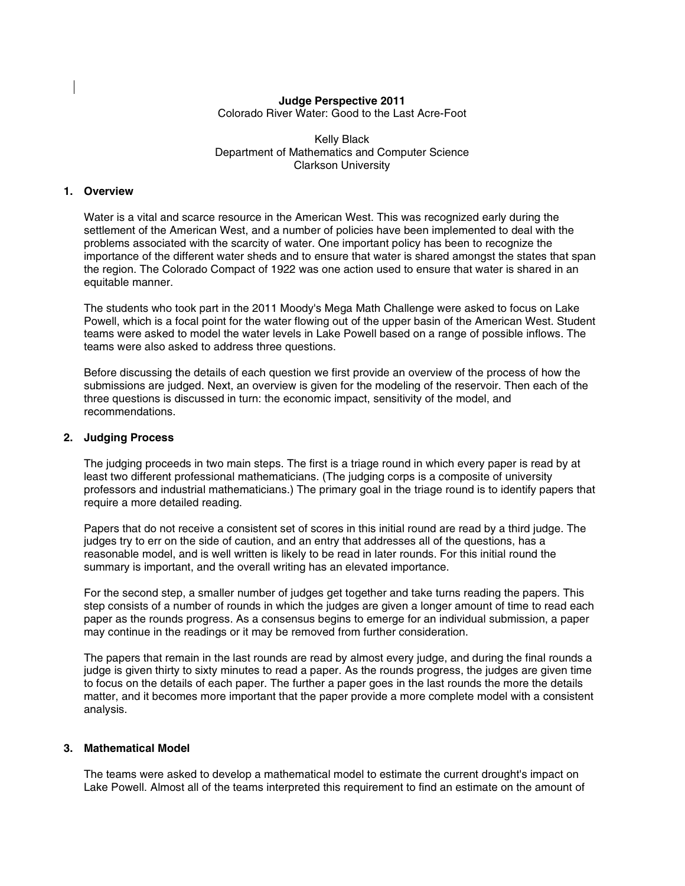**Judge Perspective 2011**

Colorado River Water: Good to the Last Acre-Foot

Kelly Black
Department of Mathematics and Computer Science
Clarkson University

## 1. Overview

Water is a vital and scarce resource in the American West. This was recognized early during the settlement of the American West, and a number of policies have been implemented to deal with the problems associated with the scarcity of water. One important policy has been to recognize the importance of the different water sheds and to ensure that water is shared amongst the states that span the region. The Colorado Compact of 1922 was one action used to ensure that water is shared in an equitable manner.

The students who took part in the 2011 Moody's Mega Math Challenge were asked to focus on Lake Powell, which is a focal point for the water flowing out of the upper basin of the American West. Student teams were asked to model the water levels in Lake Powell based on a range of possible inflows. The teams were also asked to address three questions.

Before discussing the details of each question we first provide an overview of the process of how the submissions are judged. Next, an overview is given for the modeling of the reservoir. Then each of the three questions is discussed in turn: the economic impact, sensitivity of the model, and recommendations.

## 2. Judging Process

The judging proceeds in two main steps. The first is a triage round in which every paper is read by at least two different professional mathematicians. (The judging corps is a composite of university professors and industrial mathematicians.) The primary goal in the triage round is to identify papers that require a more detailed reading.

Papers that do not receive a consistent set of scores in this initial round are read by a third judge. The judges try to err on the side of caution, and an entry that addresses all of the questions, has a reasonable model, and is well written is likely to be read in later rounds. For this initial round the summary is important, and the overall writing has an elevated importance.

For the second step, a smaller number of judges get together and take turns reading the papers. This step consists of a number of rounds in which the judges are given a longer amount of time to read each paper as the rounds progress. As a consensus begins to emerge for an individual submission, a paper may continue in the readings or it may be removed from further consideration.

The papers that remain in the last rounds are read by almost every judge, and during the final rounds a judge is given thirty to sixty minutes to read a paper. As the rounds progress, the judges are given time to focus on the details of each paper. The further a paper goes in the last rounds the more the details matter, and it becomes more important that the paper provide a more complete model with a consistent analysis.

## 3. Mathematical Model

The teams were asked to develop a mathematical model to estimate the current drought's impact on Lake Powell. Almost all of the teams interpreted this requirement to find an estimate on the amount of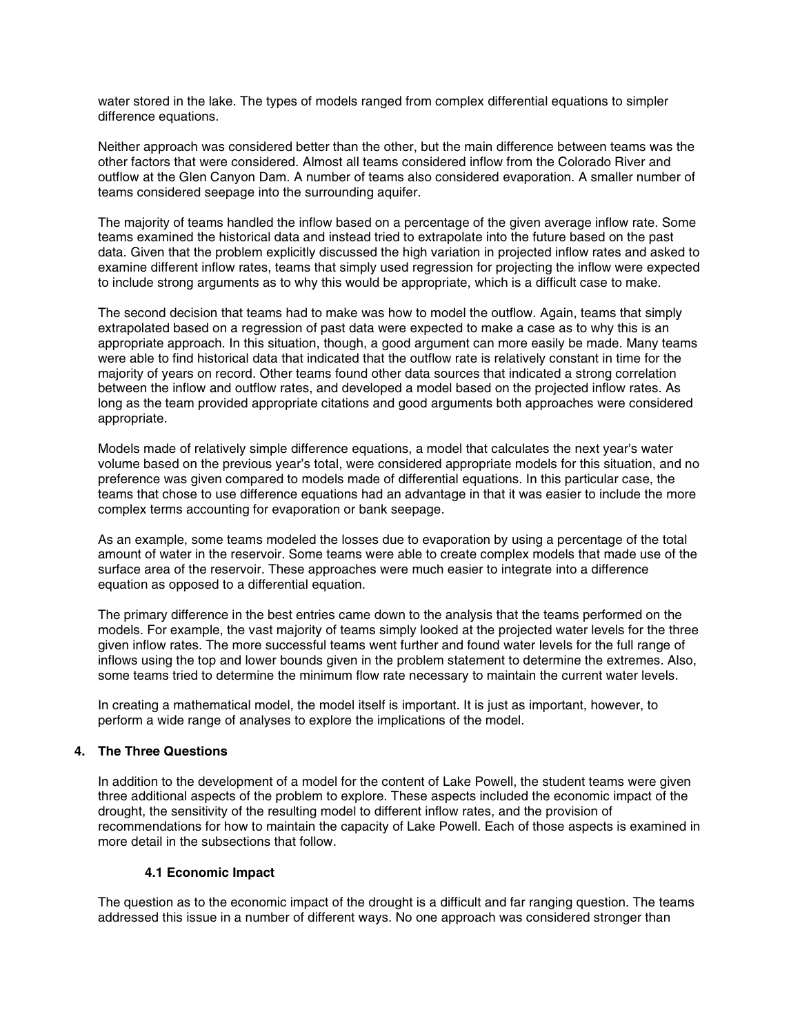water stored in the lake. The types of models ranged from complex differential equations to simpler difference equations.

Neither approach was considered better than the other, but the main difference between teams was the other factors that were considered. Almost all teams considered inflow from the Colorado River and outflow at the Glen Canyon Dam. A number of teams also considered evaporation. A smaller number of teams considered seepage into the surrounding aquifer.

The majority of teams handled the inflow based on a percentage of the given average inflow rate. Some teams examined the historical data and instead tried to extrapolate into the future based on the past data. Given that the problem explicitly discussed the high variation in projected inflow rates and asked to examine different inflow rates, teams that simply used regression for projecting the inflow were expected to include strong arguments as to why this would be appropriate, which is a difficult case to make.

The second decision that teams had to make was how to model the outflow. Again, teams that simply extrapolated based on a regression of past data were expected to make a case as to why this is an appropriate approach. In this situation, though, a good argument can more easily be made. Many teams were able to find historical data that indicated that the outflow rate is relatively constant in time for the majority of years on record. Other teams found other data sources that indicated a strong correlation between the inflow and outflow rates, and developed a model based on the projected inflow rates. As long as the team provided appropriate citations and good arguments both approaches were considered appropriate.

Models made of relatively simple difference equations, a model that calculates the next year's water volume based on the previous year's total, were considered appropriate models for this situation, and no preference was given compared to models made of differential equations. In this particular case, the teams that chose to use difference equations had an advantage in that it was easier to include the more complex terms accounting for evaporation or bank seepage.

As an example, some teams modeled the losses due to evaporation by using a percentage of the total amount of water in the reservoir. Some teams were able to create complex models that made use of the surface area of the reservoir. These approaches were much easier to integrate into a difference equation as opposed to a differential equation.

The primary difference in the best entries came down to the analysis that the teams performed on the models. For example, the vast majority of teams simply looked at the projected water levels for the three given inflow rates. The more successful teams went further and found water levels for the full range of inflows using the top and lower bounds given in the problem statement to determine the extremes. Also, some teams tried to determine the minimum flow rate necessary to maintain the current water levels.

In creating a mathematical model, the model itself is important. It is just as important, however, to perform a wide range of analyses to explore the implications of the model.

## 4. The Three Questions

In addition to the development of a model for the content of Lake Powell, the student teams were given three additional aspects of the problem to explore. These aspects included the economic impact of the drought, the sensitivity of the resulting model to different inflow rates, and the provision of recommendations for how to maintain the capacity of Lake Powell. Each of those aspects is examined in more detail in the subsections that follow.

### 4.1 Economic Impact

The question as to the economic impact of the drought is a difficult and far ranging question. The teams addressed this issue in a number of different ways. No one approach was considered stronger than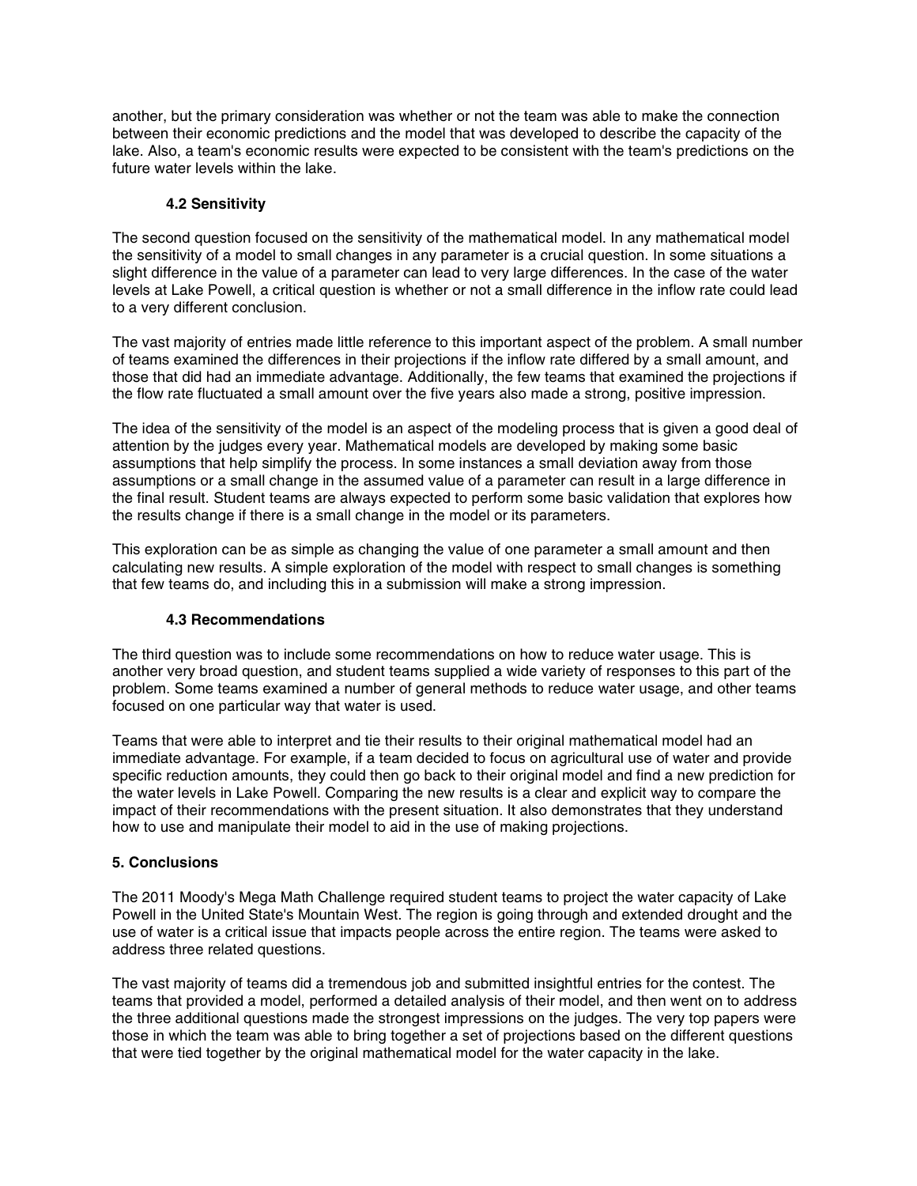another, but the primary consideration was whether or not the team was able to make the connection between their economic predictions and the model that was developed to describe the capacity of the lake. Also, a team's economic results were expected to be consistent with the team's predictions on the future water levels within the lake.

### 4.2 Sensitivity

The second question focused on the sensitivity of the mathematical model. In any mathematical model the sensitivity of a model to small changes in any parameter is a crucial question. In some situations a slight difference in the value of a parameter can lead to very large differences. In the case of the water levels at Lake Powell, a critical question is whether or not a small difference in the inflow rate could lead to a very different conclusion.

The vast majority of entries made little reference to this important aspect of the problem. A small number of teams examined the differences in their projections if the inflow rate differed by a small amount, and those that did had an immediate advantage. Additionally, the few teams that examined the projections if the flow rate fluctuated a small amount over the five years also made a strong, positive impression.

The idea of the sensitivity of the model is an aspect of the modeling process that is given a good deal of attention by the judges every year. Mathematical models are developed by making some basic assumptions that help simplify the process. In some instances a small deviation away from those assumptions or a small change in the assumed value of a parameter can result in a large difference in the final result. Student teams are always expected to perform some basic validation that explores how the results change if there is a small change in the model or its parameters.

This exploration can be as simple as changing the value of one parameter a small amount and then calculating new results. A simple exploration of the model with respect to small changes is something that few teams do, and including this in a submission will make a strong impression.

### 4.3 Recommendations

The third question was to include some recommendations on how to reduce water usage. This is another very broad question, and student teams supplied a wide variety of responses to this part of the problem. Some teams examined a number of general methods to reduce water usage, and other teams focused on one particular way that water is used.

Teams that were able to interpret and tie their results to their original mathematical model had an immediate advantage. For example, if a team decided to focus on agricultural use of water and provide specific reduction amounts, they could then go back to their original model and find a new prediction for the water levels in Lake Powell. Comparing the new results is a clear and explicit way to compare the impact of their recommendations with the present situation. It also demonstrates that they understand how to use and manipulate their model to aid in the use of making projections.

## 5. Conclusions

The 2011 Moody's Mega Math Challenge required student teams to project the water capacity of Lake Powell in the United State's Mountain West. The region is going through and extended drought and the use of water is a critical issue that impacts people across the entire region. The teams were asked to address three related questions.

The vast majority of teams did a tremendous job and submitted insightful entries for the contest. The teams that provided a model, performed a detailed analysis of their model, and then went on to address the three additional questions made the strongest impressions on the judges. The very top papers were those in which the team was able to bring together a set of projections based on the different questions that were tied together by the original mathematical model for the water capacity in the lake.